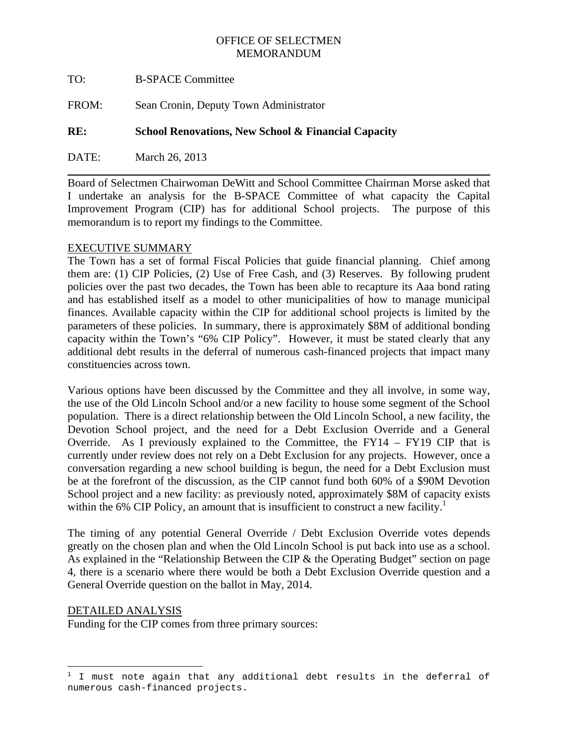OFFICE OF SELECTMEN
MEMORANDUM

TO: B-SPACE Committee

FROM: Sean Cronin, Deputy Town Administrator

**RE: School Renovations, New School & Financial Capacity**

DATE: March 26, 2013

---

Board of Selectmen Chairwoman DeWitt and School Committee Chairman Morse asked that I undertake an analysis for the B-SPACE Committee of what capacity the Capital Improvement Program (CIP) has for additional School projects. The purpose of this memorandum is to report my findings to the Committee.

## EXECUTIVE SUMMARY

The Town has a set of formal Fiscal Policies that guide financial planning. Chief among them are: (1) CIP Policies, (2) Use of Free Cash, and (3) Reserves. By following prudent policies over the past two decades, the Town has been able to recapture its Aaa bond rating and has established itself as a model to other municipalities of how to manage municipal finances. Available capacity within the CIP for additional school projects is limited by the parameters of these policies. In summary, there is approximately $8M of additional bonding capacity within the Town's "6% CIP Policy". However, it must be stated clearly that any additional debt results in the deferral of numerous cash-financed projects that impact many constituencies across town.

Various options have been discussed by the Committee and they all involve, in some way, the use of the Old Lincoln School and/or a new facility to house some segment of the School population. There is a direct relationship between the Old Lincoln School, a new facility, the Devotion School project, and the need for a Debt Exclusion Override and a General Override. As I previously explained to the Committee, the FY14 – FY19 CIP that is currently under review does not rely on a Debt Exclusion for any projects. However, once a conversation regarding a new school building is begun, the need for a Debt Exclusion must be at the forefront of the discussion, as the CIP cannot fund both 60% of a $90M Devotion School project and a new facility: as previously noted, approximately $8M of capacity exists within the 6% CIP Policy, an amount that is insufficient to construct a new facility.[1]

The timing of any potential General Override / Debt Exclusion Override votes depends greatly on the chosen plan and when the Old Lincoln School is put back into use as a school. As explained in the "Relationship Between the CIP & the Operating Budget" section on page 4, there is a scenario where there would be both a Debt Exclusion Override question and a General Override question on the ballot in May, 2014.

## DETAILED ANALYSIS

Funding for the CIP comes from three primary sources:

---

[1] I must note again that any additional debt results in the deferral of numerous cash-financed projects.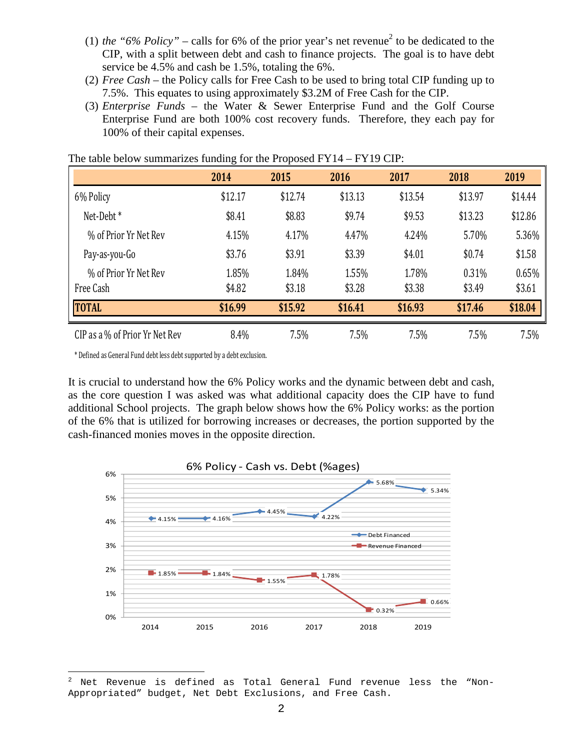(1) *the "6% Policy"* – calls for 6% of the prior year's net revenue[2] to be dedicated to the CIP, with a split between debt and cash to finance projects. The goal is to have debt service be 4.5% and cash be 1.5%, totaling the 6%.
(2) *Free Cash* – the Policy calls for Free Cash to be used to bring total CIP funding up to 7.5%. This equates to using approximately $3.2M of Free Cash for the CIP.
(3) *Enterprise Funds* – the Water & Sewer Enterprise Fund and the Golf Course Enterprise Fund are both 100% cost recovery funds. Therefore, they each pay for 100% of their capital expenses.

The table below summarizes funding for the Proposed FY14 – FY19 CIP:

| | 2014 | 2015 | 2016 | 2017 | 2018 | 2019 |
|---|---|---|---|---|---|---|
| 6% Policy | $12.17 | $12.74 | $13.13 | $13.54 | $13.97 | $14.44 |
| Net-Debt * | $8.41 | $8.83 | $9.74 | $9.53 | $13.23 | $12.86 |
| % of Prior Yr Net Rev | 4.15% | 4.17% | 4.47% | 4.24% | 5.70% | 5.36% |
| Pay-as-you-Go | $3.76 | $3.91 | $3.39 | $4.01 | $0.74 | $1.58 |
| % of Prior Yr Net Rev | 1.85% | 1.84% | 1.55% | 1.78% | 0.31% | 0.65% |
| Free Cash | $4.82 | $3.18 | $3.28 | $3.38 | $3.49 | $3.61 |
| **TOTAL** | **$16.99** | **$15.92** | **$16.41** | **$16.93** | **$17.46** | **$18.04** |
| CIP as a % of Prior Yr Net Rev | 8.4% | 7.5% | 7.5% | 7.5% | 7.5% | 7.5% |

\* Defined as General Fund debt less debt supported by a debt exclusion.

It is crucial to understand how the 6% Policy works and the dynamic between debt and cash, as the core question I was asked was what additional capacity does the CIP have to fund additional School projects. The graph below shows how the 6% Policy works: as the portion of the 6% that is utilized for borrowing increases or decreases, the portion supported by the cash-financed monies moves in the opposite direction.

6% Policy - Cash vs. Debt (%ages)

| | 2014 | 2015 | 2016 | 2017 | 2018 | 2019 |
|---|---|---|---|---|---|---|
| Debt Financed | 4.15% | 4.16% | 4.45% | 4.22% | 5.68% | 5.34% |
| Revenue Financed | 1.85% | 1.84% | 1.55% | 1.78% | 0.32% | 0.66% |

[2] Net Revenue is defined as Total General Fund revenue less the "Non-Appropriated" budget, Net Debt Exclusions, and Free Cash.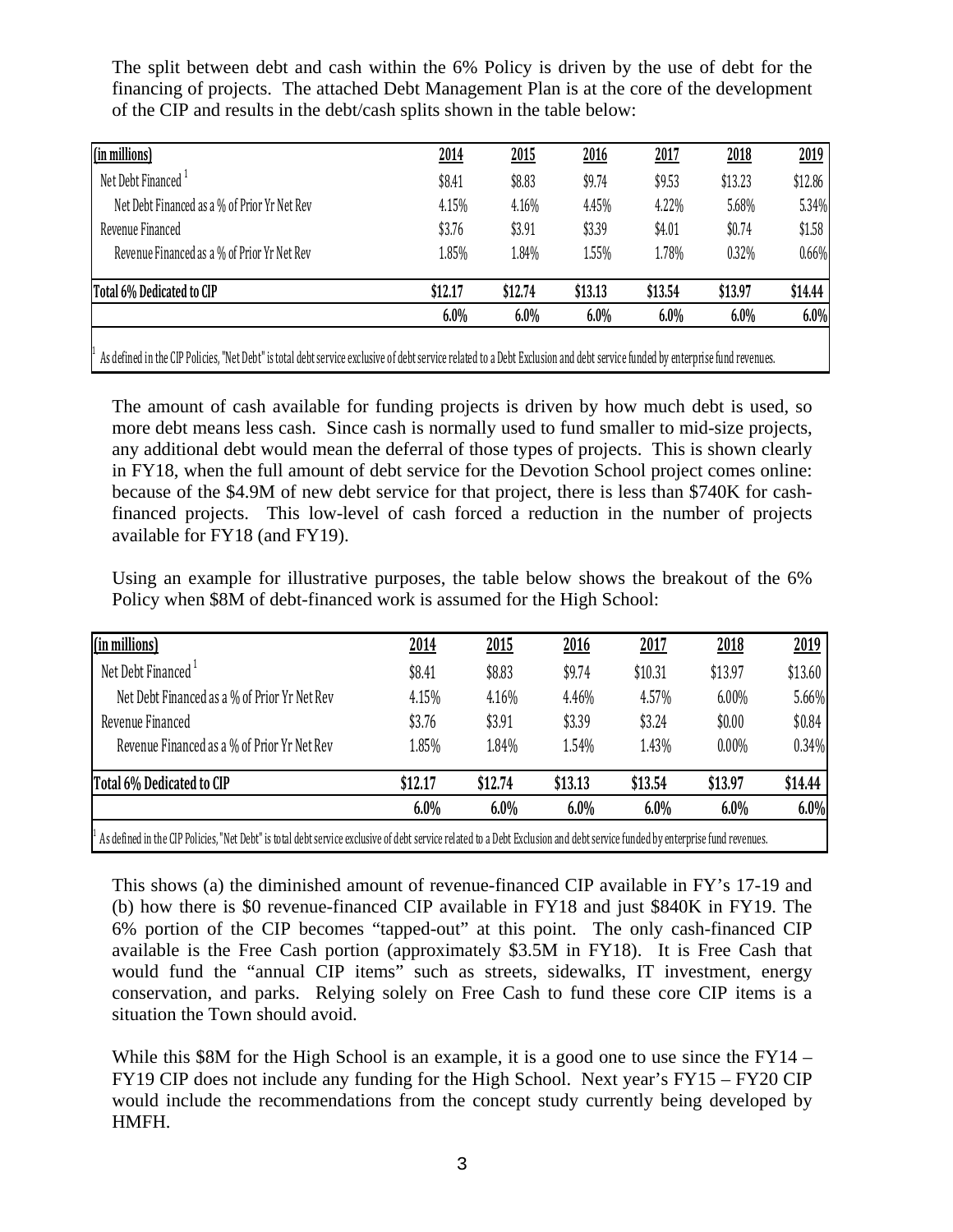The split between debt and cash within the 6% Policy is driven by the use of debt for the financing of projects. The attached Debt Management Plan is at the core of the development of the CIP and results in the debt/cash splits shown in the table below:

| (in millions) | 2014 | 2015 | 2016 | 2017 | 2018 | 2019 |
|---|---|---|---|---|---|---|
| Net Debt Financed [1] | \$8.41 | \$8.83 | \$9.74 | \$9.53 | \$13.23 | \$12.86 |
| Net Debt Financed as a % of Prior Yr Net Rev | 4.15% | 4.16% | 4.45% | 4.22% | 5.68% | 5.34% |
| Revenue Financed | \$3.76 | \$3.91 | \$3.39 | \$4.01 | \$0.74 | \$1.58 |
| Revenue Financed as a % of Prior Yr Net Rev | 1.85% | 1.84% | 1.55% | 1.78% | 0.32% | 0.66% |
| **Total 6% Dedicated to CIP** | **\$12.17** | **\$12.74** | **\$13.13** | **\$13.54** | **\$13.97** | **\$14.44** |
| | **6.0%** | **6.0%** | **6.0%** | **6.0%** | **6.0%** | **6.0%** |

[1] As defined in the CIP Policies, "Net Debt" is total debt service exclusive of debt service related to a Debt Exclusion and debt service funded by enterprise fund revenues.

The amount of cash available for funding projects is driven by how much debt is used, so more debt means less cash. Since cash is normally used to fund smaller to mid-size projects, any additional debt would mean the deferral of those types of projects. This is shown clearly in FY18, when the full amount of debt service for the Devotion School project comes online: because of the \$4.9M of new debt service for that project, there is less than \$740K for cash-financed projects. This low-level of cash forced a reduction in the number of projects available for FY18 (and FY19).

Using an example for illustrative purposes, the table below shows the breakout of the 6% Policy when \$8M of debt-financed work is assumed for the High School:

| (in millions) | 2014 | 2015 | 2016 | 2017 | 2018 | 2019 |
|---|---|---|---|---|---|---|
| Net Debt Financed [1] | \$8.41 | \$8.83 | \$9.74 | \$10.31 | \$13.97 | \$13.60 |
| Net Debt Financed as a % of Prior Yr Net Rev | 4.15% | 4.16% | 4.46% | 4.57% | 6.00% | 5.66% |
| Revenue Financed | \$3.76 | \$3.91 | \$3.39 | \$3.24 | \$0.00 | \$0.84 |
| Revenue Financed as a % of Prior Yr Net Rev | 1.85% | 1.84% | 1.54% | 1.43% | 0.00% | 0.34% |
| **Total 6% Dedicated to CIP** | **\$12.17** | **\$12.74** | **\$13.13** | **\$13.54** | **\$13.97** | **\$14.44** |
| | **6.0%** | **6.0%** | **6.0%** | **6.0%** | **6.0%** | **6.0%** |

[1] As defined in the CIP Policies, "Net Debt" is total debt service exclusive of debt service related to a Debt Exclusion and debt service funded by enterprise fund revenues.

This shows (a) the diminished amount of revenue-financed CIP available in FY's 17-19 and (b) how there is \$0 revenue-financed CIP available in FY18 and just \$840K in FY19. The 6% portion of the CIP becomes "tapped-out" at this point. The only cash-financed CIP available is the Free Cash portion (approximately \$3.5M in FY18). It is Free Cash that would fund the "annual CIP items" such as streets, sidewalks, IT investment, energy conservation, and parks. Relying solely on Free Cash to fund these core CIP items is a situation the Town should avoid.

While this \$8M for the High School is an example, it is a good one to use since the FY14 – FY19 CIP does not include any funding for the High School. Next year's FY15 – FY20 CIP would include the recommendations from the concept study currently being developed by HMFH.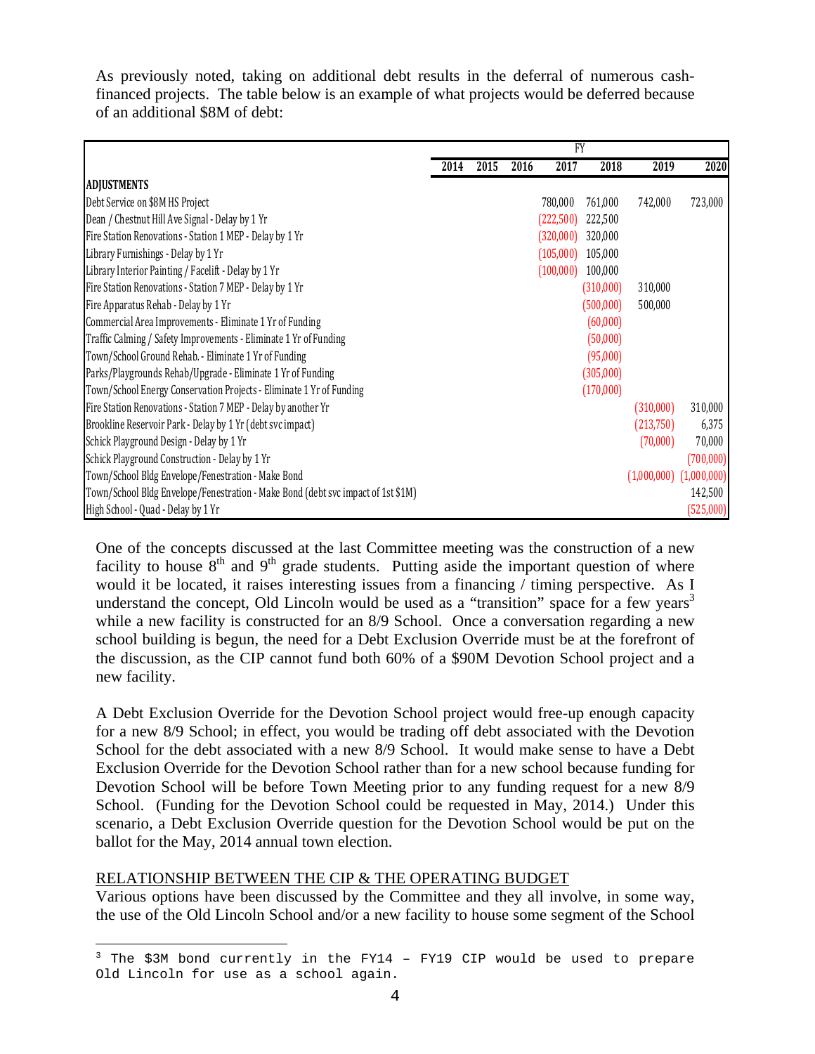As previously noted, taking on additional debt results in the deferral of numerous cash-financed projects. The table below is an example of what projects would be deferred because of an additional $8M of debt:

| | FY | | | | | | |
|---|---|---|---|---|---|---|---|
| | 2014 | 2015 | 2016 | 2017 | 2018 | 2019 | 2020 |
| **ADJUSTMENTS** | | | | | | | |
| Debt Service on $8M HS Project | | | | 780,000 | 761,000 | 742,000 | 723,000 |
| Dean / Chestnut Hill Ave Signal - Delay by 1 Yr | | | | (222,500) | 222,500 | | |
| Fire Station Renovations - Station 1 MEP - Delay by 1 Yr | | | | (320,000) | 320,000 | | |
| Library Furnishings - Delay by 1 Yr | | | | (105,000) | 105,000 | | |
| Library Interior Painting / Facelift - Delay by 1 Yr | | | | (100,000) | 100,000 | | |
| Fire Station Renovations - Station 7 MEP - Delay by 1 Yr | | | | | (310,000) | 310,000 | |
| Fire Apparatus Rehab - Delay by 1 Yr | | | | | (500,000) | 500,000 | |
| Commercial Area Improvements - Eliminate 1 Yr of Funding | | | | | (60,000) | | |
| Traffic Calming / Safety Improvements - Eliminate 1 Yr of Funding | | | | | (50,000) | | |
| Town/School Ground Rehab. - Eliminate 1 Yr of Funding | | | | | (95,000) | | |
| Parks/Playgrounds Rehab/Upgrade - Eliminate 1 Yr of Funding | | | | | (305,000) | | |
| Town/School Energy Conservation Projects - Eliminate 1 Yr of Funding | | | | | (170,000) | | |
| Fire Station Renovations - Station 7 MEP - Delay by another Yr | | | | | | (310,000) | 310,000 |
| Brookline Reservoir Park - Delay by 1 Yr (debt svc impact) | | | | | | (213,750) | 6,375 |
| Schick Playground Design - Delay by 1 Yr | | | | | | (70,000) | 70,000 |
| Schick Playground Construction - Delay by 1 Yr | | | | | | | (700,000) |
| Town/School Bldg Envelope/Fenestration - Make Bond | | | | | | (1,000,000) | (1,000,000) |
| Town/School Bldg Envelope/Fenestration - Make Bond (debt svc impact of 1st $1M) | | | | | | | 142,500 |
| High School - Quad - Delay by 1 Yr | | | | | | | (525,000) |

One of the concepts discussed at the last Committee meeting was the construction of a new facility to house 8th and 9th grade students. Putting aside the important question of where would it be located, it raises interesting issues from a financing / timing perspective. As I understand the concept, Old Lincoln would be used as a "transition" space for a few years[3] while a new facility is constructed for an 8/9 School. Once a conversation regarding a new school building is begun, the need for a Debt Exclusion Override must be at the forefront of the discussion, as the CIP cannot fund both 60% of a $90M Devotion School project and a new facility.

A Debt Exclusion Override for the Devotion School project would free-up enough capacity for a new 8/9 School; in effect, you would be trading off debt associated with the Devotion School for the debt associated with a new 8/9 School. It would make sense to have a Debt Exclusion Override for the Devotion School rather than for a new school because funding for Devotion School will be before Town Meeting prior to any funding request for a new 8/9 School. (Funding for the Devotion School could be requested in May, 2014.) Under this scenario, a Debt Exclusion Override question for the Devotion School would be put on the ballot for the May, 2014 annual town election.

<u>RELATIONSHIP BETWEEN THE CIP & THE OPERATING BUDGET</u>

Various options have been discussed by the Committee and they all involve, in some way, the use of the Old Lincoln School and/or a new facility to house some segment of the School

[3] The $3M bond currently in the FY14 – FY19 CIP would be used to prepare Old Lincoln for use as a school again.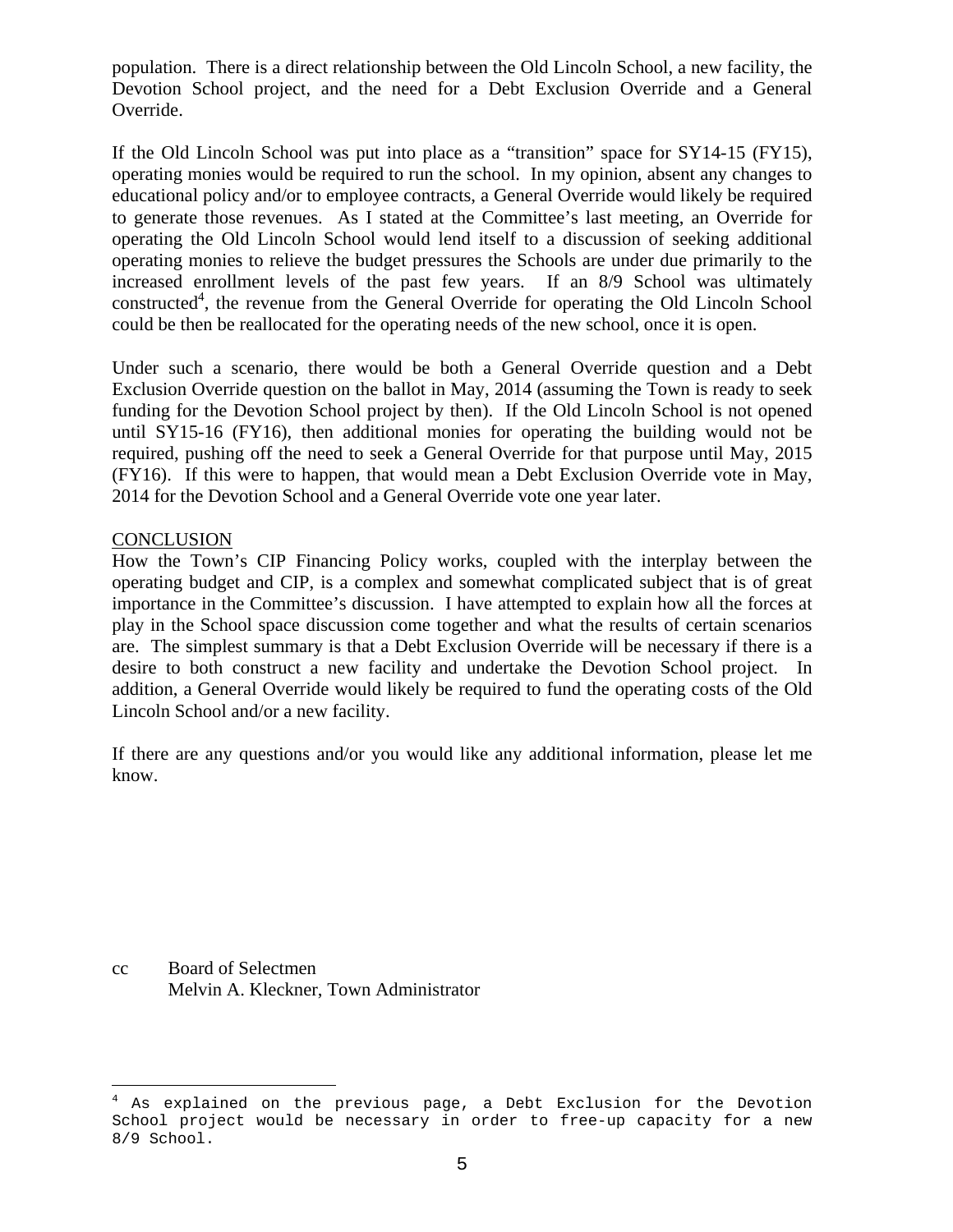population. There is a direct relationship between the Old Lincoln School, a new facility, the Devotion School project, and the need for a Debt Exclusion Override and a General Override.

If the Old Lincoln School was put into place as a "transition" space for SY14-15 (FY15), operating monies would be required to run the school. In my opinion, absent any changes to educational policy and/or to employee contracts, a General Override would likely be required to generate those revenues. As I stated at the Committee's last meeting, an Override for operating the Old Lincoln School would lend itself to a discussion of seeking additional operating monies to relieve the budget pressures the Schools are under due primarily to the increased enrollment levels of the past few years. If an 8/9 School was ultimately constructed[4], the revenue from the General Override for operating the Old Lincoln School could be then be reallocated for the operating needs of the new school, once it is open.

Under such a scenario, there would be both a General Override question and a Debt Exclusion Override question on the ballot in May, 2014 (assuming the Town is ready to seek funding for the Devotion School project by then). If the Old Lincoln School is not opened until SY15-16 (FY16), then additional monies for operating the building would not be required, pushing off the need to seek a General Override for that purpose until May, 2015 (FY16). If this were to happen, that would mean a Debt Exclusion Override vote in May, 2014 for the Devotion School and a General Override vote one year later.

<u>CONCLUSION</u>

How the Town's CIP Financing Policy works, coupled with the interplay between the operating budget and CIP, is a complex and somewhat complicated subject that is of great importance in the Committee's discussion. I have attempted to explain how all the forces at play in the School space discussion come together and what the results of certain scenarios are. The simplest summary is that a Debt Exclusion Override will be necessary if there is a desire to both construct a new facility and undertake the Devotion School project. In addition, a General Override would likely be required to fund the operating costs of the Old Lincoln School and/or a new facility.

If there are any questions and/or you would like any additional information, please let me know.

cc Board of Selectmen
Melvin A. Kleckner, Town Administrator

---

[4] As explained on the previous page, a Debt Exclusion for the Devotion School project would be necessary in order to free-up capacity for a new 8/9 School.